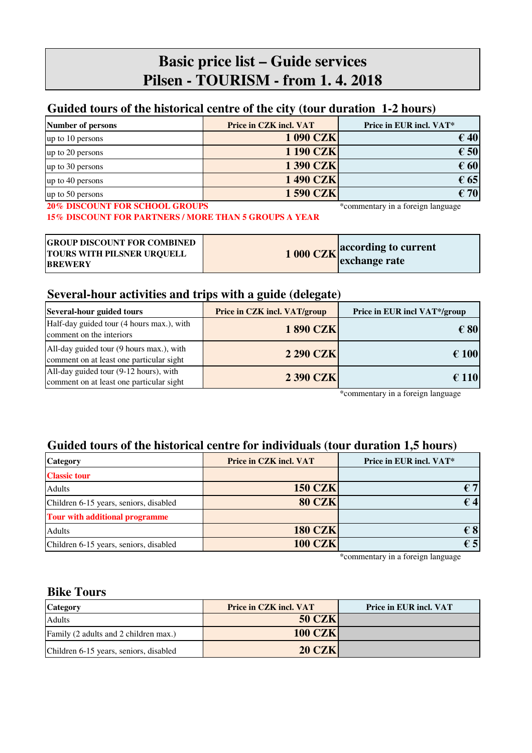# Basic price list – Guide services
# Pilsen - TOURISM - from 1. 4. 2018

## Guided tours of the historical centre of the city (tour duration 1-2 hours)

| Number of persons | Price in CZK incl. VAT | Price in EUR incl. VAT* |
|---|---|---|
| up to 10 persons | **1 090 CZK** | **€ 40** |
| up to 20 persons | **1 190 CZK** | **€ 50** |
| up to 30 persons | **1 390 CZK** | **€ 60** |
| up to 40 persons | **1 490 CZK** | **€ 65** |
| up to 50 persons | **1 590 CZK** | **€ 70** |

**20% DISCOUNT FOR SCHOOL GROUPS**

**15% DISCOUNT FOR PARTNERS / MORE THAN 5 GROUPS A YEAR**

*commentary in a foreign language

| GROUP DISCOUNT FOR COMBINED TOURS WITH PILSNER URQUELL BREWERY | 1 000 CZK | according to current exchange rate |
|---|---|---|

## Several-hour activities and trips with a guide (delegate)

| Several-hour guided tours | Price in CZK incl. VAT/group | Price in EUR incl VAT*/group |
|---|---|---|
| Half-day guided tour (4 hours max.), with comment on the interiors | **1 890 CZK** | **€ 80** |
| All-day guided tour (9 hours max.), with comment on at least one particular sight | **2 290 CZK** | **€ 100** |
| All-day guided tour (9-12 hours), with comment on at least one particular sight | **2 390 CZK** | **€ 110** |

*commentary in a foreign language

## Guided tours of the historical centre for individuals (tour duration 1,5 hours)

| Category | Price in CZK incl. VAT | Price in EUR incl. VAT* |
|---|---|---|
| **Classic tour** | | |
| Adults | **150 CZK** | **€ 7** |
| Children 6-15 years, seniors, disabled | **80 CZK** | **€ 4** |
| **Tour with additional programme** | | |
| Adults | **180 CZK** | **€ 8** |
| Children 6-15 years, seniors, disabled | **100 CZK** | **€ 5** |

*commentary in a foreign language

## Bike Tours

| Category | Price in CZK incl. VAT | Price in EUR incl. VAT |
|---|---|---|
| Adults | **50 CZK** | |
| Family (2 adults and 2 children max.) | **100 CZK** | |
| Children 6-15 years, seniors, disabled | **20 CZK** | |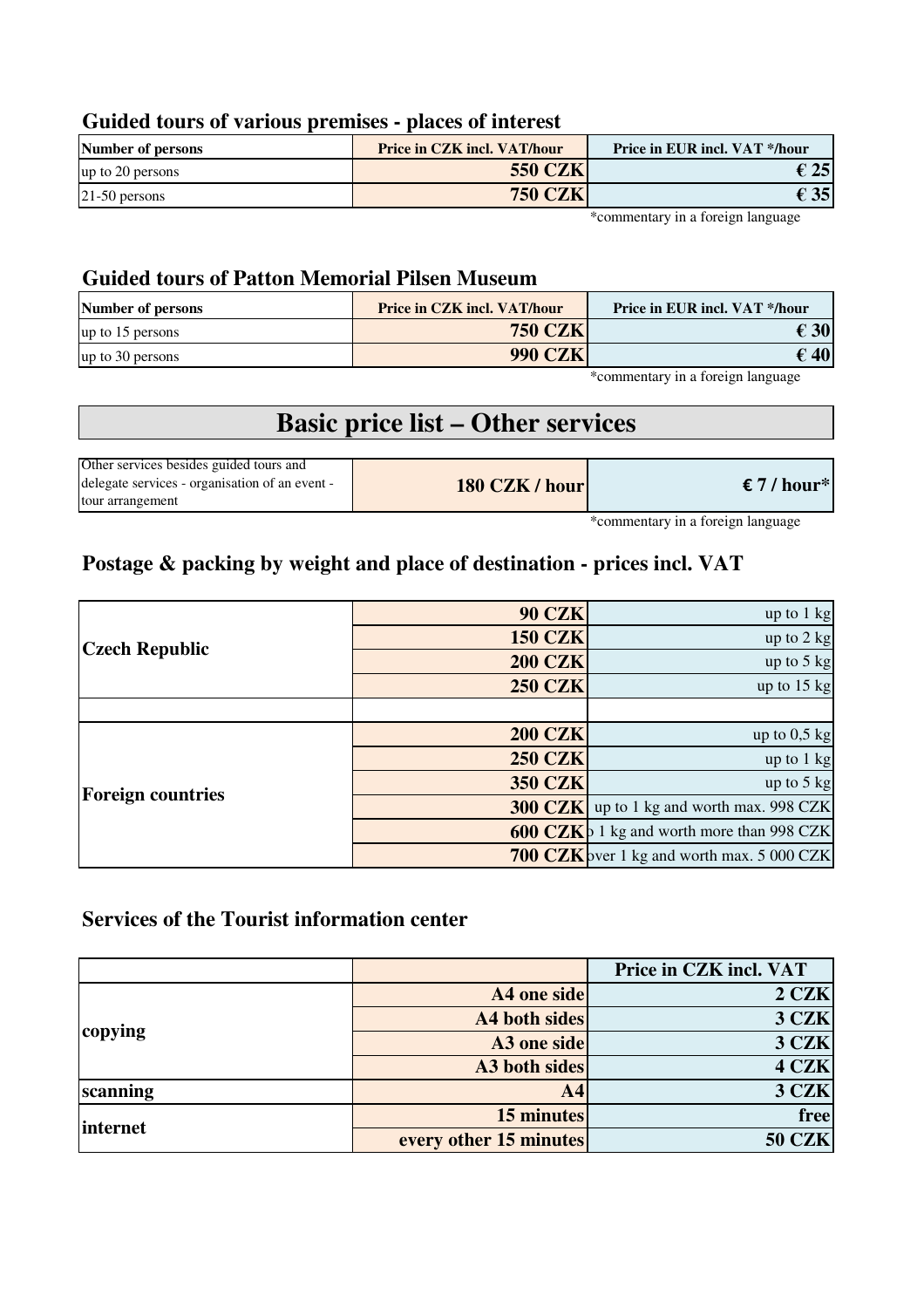## Guided tours of various premises - places of interest

| Number of persons | Price in CZK incl. VAT/hour | Price in EUR incl. VAT */hour |
|---|---|---|
| up to 20 persons | **550 CZK** | **€ 25** |
| 21-50 persons | **750 CZK** | **€ 35** |

*commentary in a foreign language

## Guided tours of Patton Memorial Pilsen Museum

| Number of persons | Price in CZK incl. VAT/hour | Price in EUR incl. VAT */hour |
|---|---|---|
| up to 15 persons | **750 CZK** | **€ 30** |
| up to 30 persons | **990 CZK** | **€ 40** |

*commentary in a foreign language

# Basic price list – Other services

| | | |
|---|---|---|
| Other services besides guided tours and delegate services - organisation of an event - tour arrangement | **180 CZK / hour** | **€ 7 / hour*** |

*commentary in a foreign language

## Postage & packing by weight and place of destination - prices incl. VAT

| | | |
|---|---|---|
| **Czech Republic** | **90 CZK** | up to 1 kg |
| | **150 CZK** | up to 2 kg |
| | **200 CZK** | up to 5 kg |
| | **250 CZK** | up to 15 kg |
| | | |
| **Foreign countries** | **200 CZK** | up to 0,5 kg |
| | **250 CZK** | up to 1 kg |
| | **350 CZK** | up to 5 kg |
| | **300 CZK** | up to 1 kg and worth max. 998 CZK |
| | **600 CZK** | o 1 kg and worth more than 998 CZK |
| | **700 CZK** | over 1 kg and worth max. 5 000 CZK |

## Services of the Tourist information center

| | | Price in CZK incl. VAT |
|---|---|---|
| **copying** | **A4 one side** | **2 CZK** |
| | **A4 both sides** | **3 CZK** |
| | **A3 one side** | **3 CZK** |
| | **A3 both sides** | **4 CZK** |
| **scanning** | **A4** | **3 CZK** |
| **internet** | **15 minutes** | **free** |
| | **every other 15 minutes** | **50 CZK** |